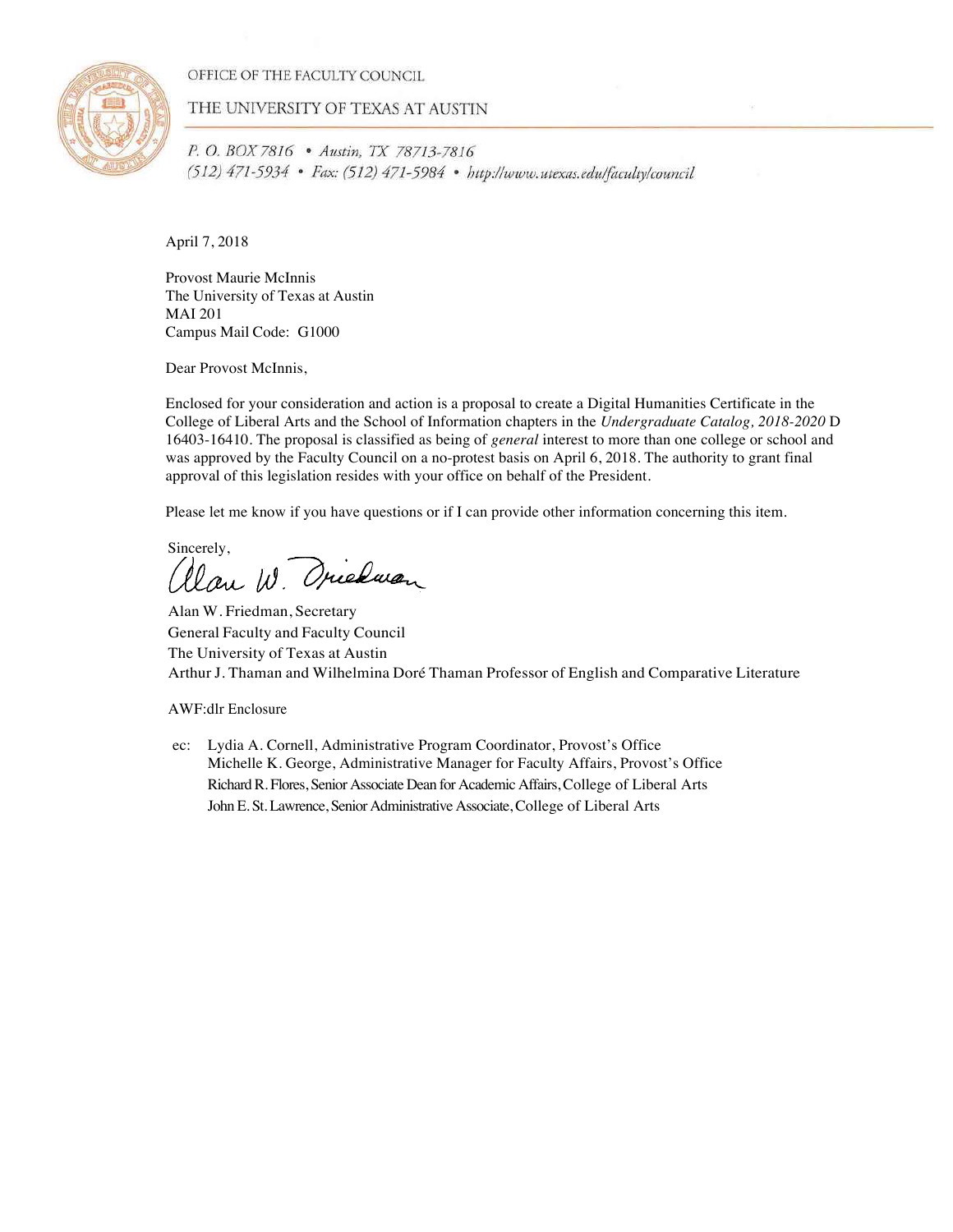OFFICE OF THE FACULTY COUNCIL

THE UNIVERSITY OF TEXAS AT AUSTIN

*P. O. BOX 7816 • Austin, TX 78713-7816*
*(512) 471-5934 • Fax: (512) 471-5984 • http://www.utexas.edu/faculty/council*

April 7, 2018

Provost Maurie McInnis
The University of Texas at Austin
MAI 201
Campus Mail Code: G1000

Dear Provost McInnis,

Enclosed for your consideration and action is a proposal to create a Digital Humanities Certificate in the College of Liberal Arts and the School of Information chapters in the *Undergraduate Catalog, 2018-2020* D 16403-16410. The proposal is classified as being of *general* interest to more than one college or school and was approved by the Faculty Council on a no-protest basis on April 6, 2018. The authority to grant final approval of this legislation resides with your office on behalf of the President.

Please let me know if you have questions or if I can provide other information concerning this item.

Sincerely,

Alan W. Friedman

Alan W. Friedman, Secretary
General Faculty and Faculty Council
The University of Texas at Austin
Arthur J. Thaman and Wilhelmina Doré Thaman Professor of English and Comparative Literature

AWF:dlr Enclosure

ec: Lydia A. Cornell, Administrative Program Coordinator, Provost's Office
Michelle K. George, Administrative Manager for Faculty Affairs, Provost's Office
Richard R. Flores, Senior Associate Dean for Academic Affairs, College of Liberal Arts
John E. St. Lawrence, Senior Administrative Associate, College of Liberal Arts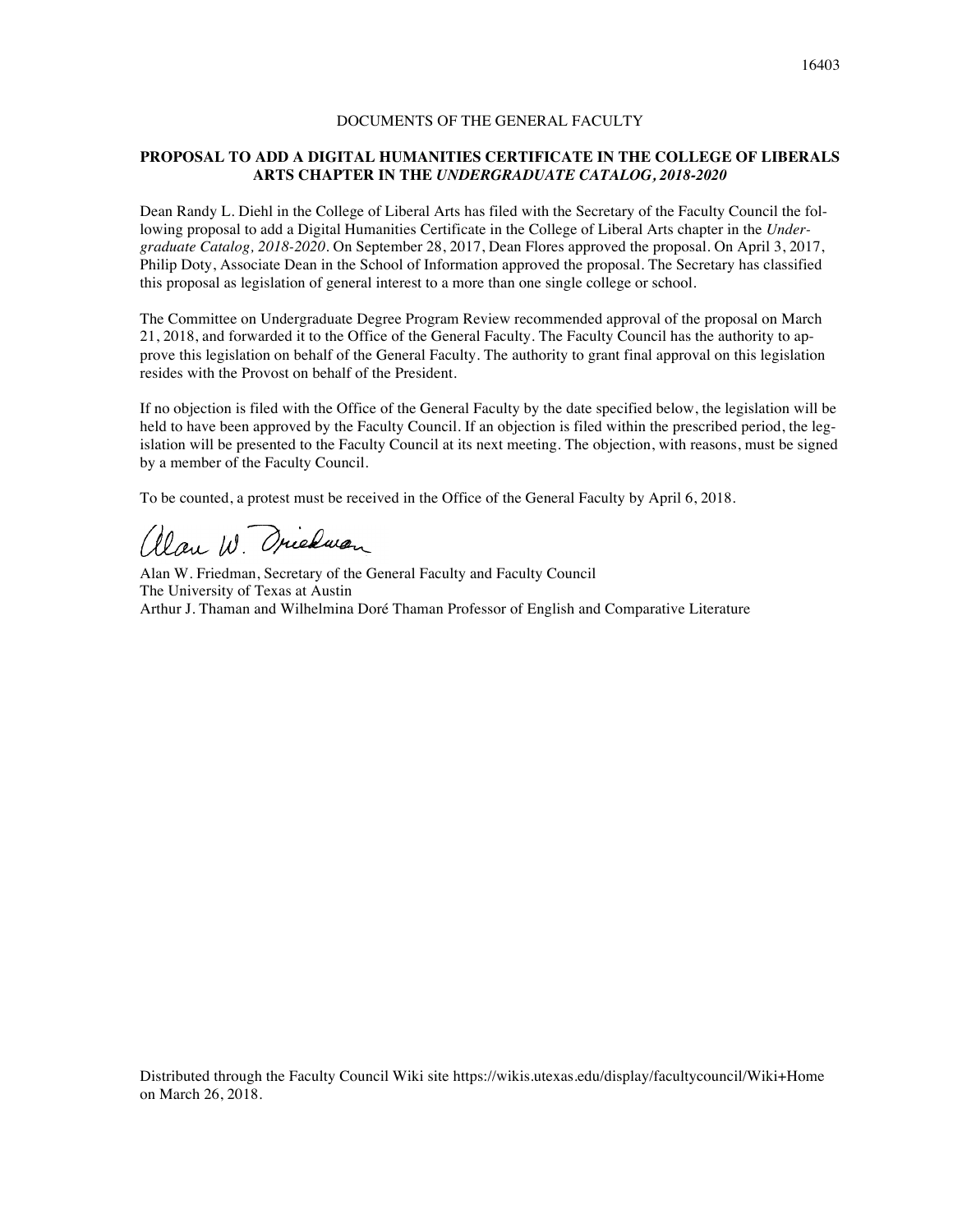DOCUMENTS OF THE GENERAL FACULTY

**PROPOSAL TO ADD A DIGITAL HUMANITIES CERTIFICATE IN THE COLLEGE OF LIBERALS ARTS CHAPTER IN THE *UNDERGRADUATE CATALOG, 2018-2020***

Dean Randy L. Diehl in the College of Liberal Arts has filed with the Secretary of the Faculty Council the following proposal to add a Digital Humanities Certificate in the College of Liberal Arts chapter in the *Undergraduate Catalog, 2018-2020*. On September 28, 2017, Dean Flores approved the proposal. On April 3, 2017, Philip Doty, Associate Dean in the School of Information approved the proposal. The Secretary has classified this proposal as legislation of general interest to a more than one single college or school.

The Committee on Undergraduate Degree Program Review recommended approval of the proposal on March 21, 2018, and forwarded it to the Office of the General Faculty. The Faculty Council has the authority to approve this legislation on behalf of the General Faculty. The authority to grant final approval on this legislation resides with the Provost on behalf of the President.

If no objection is filed with the Office of the General Faculty by the date specified below, the legislation will be held to have been approved by the Faculty Council. If an objection is filed within the prescribed period, the legislation will be presented to the Faculty Council at its next meeting. The objection, with reasons, must be signed by a member of the Faculty Council.

To be counted, a protest must be received in the Office of the General Faculty by April 6, 2018.

Alan W. Friedman, Secretary of the General Faculty and Faculty Council
The University of Texas at Austin
Arthur J. Thaman and Wilhelmina Doré Thaman Professor of English and Comparative Literature

Distributed through the Faculty Council Wiki site https://wikis.utexas.edu/display/facultycouncil/Wiki+Home on March 26, 2018.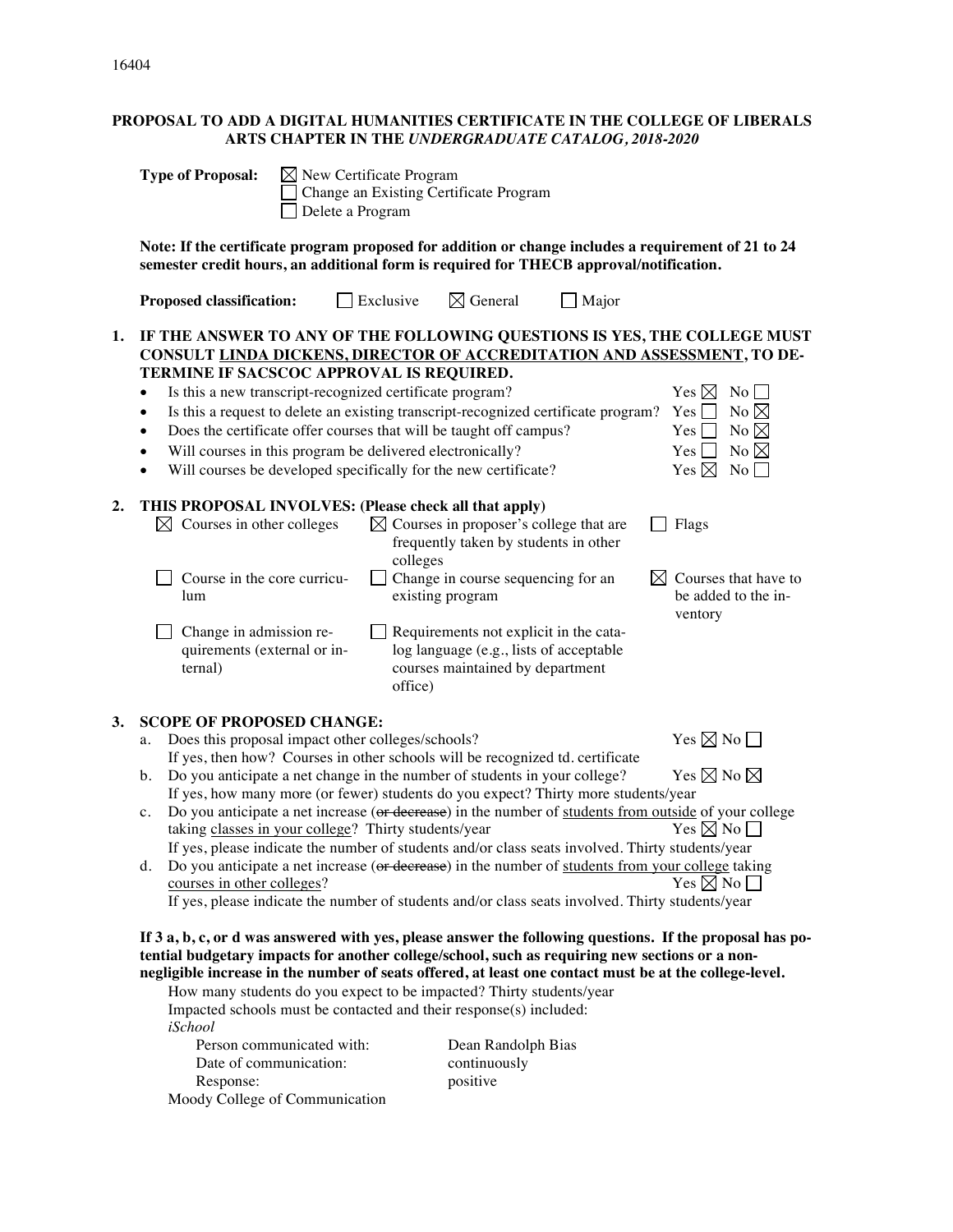16404

**PROPOSAL TO ADD A DIGITAL HUMANITIES CERTIFICATE IN THE COLLEGE OF LIBERALS ARTS CHAPTER IN THE *UNDERGRADUATE CATALOG, 2018-2020***

**Type of Proposal:** ☒ New Certificate Program
☐ Change an Existing Certificate Program
☐ Delete a Program

**Note: If the certificate program proposed for addition or change includes a requirement of 21 to 24 semester credit hours, an additional form is required for THECB approval/notification.**

**Proposed classification:** ☐ Exclusive ☒ General ☐ Major

**1. IF THE ANSWER TO ANY OF THE FOLLOWING QUESTIONS IS YES, THE COLLEGE MUST CONSULT LINDA DICKENS, DIRECTOR OF ACCREDITATION AND ASSESSMENT, TO DETERMINE IF SACSCOC APPROVAL IS REQUIRED.**

- Is this a new transcript-recognized certificate program? Yes ☒ No ☐
- Is this a request to delete an existing transcript-recognized certificate program? Yes ☐ No ☒
- Does the certificate offer courses that will be taught off campus? Yes ☐ No ☒
- Will courses in this program be delivered electronically? Yes ☐ No ☒
- Will courses be developed specifically for the new certificate? Yes ☒ No ☐

**2. THIS PROPOSAL INVOLVES: (Please check all that apply)**

- ☒ Courses in other colleges
- ☒ Courses in proposer's college that are frequently taken by students in other colleges
- ☐ Flags
- ☐ Course in the core curriculum
- ☐ Change in course sequencing for an existing program
- ☒ Courses that have to be added to the inventory
- ☐ Change in admission requirements (external or internal)
- ☐ Requirements not explicit in the catalog language (e.g., lists of acceptable courses maintained by department office)

**3. SCOPE OF PROPOSED CHANGE:**

a. Does this proposal impact other colleges/schools? Yes ☒ No ☐
If yes, then how? Courses in other schools will be recognized td. certificate

b. Do you anticipate a net change in the number of students in your college? Yes ☒ No ☒
If yes, how many more (or fewer) students do you expect? Thirty more students/year

c. Do you anticipate a net increase (~~or decrease~~) in the number of students from outside of your college taking classes in your college? Thirty students/year Yes ☒ No ☐
If yes, please indicate the number of students and/or class seats involved. Thirty students/year

d. Do you anticipate a net increase (~~or decrease~~) in the number of students from your college taking courses in other colleges? Yes ☒ No ☐
If yes, please indicate the number of students and/or class seats involved. Thirty students/year

**If 3 a, b, c, or d was answered with yes, please answer the following questions. If the proposal has potential budgetary impacts for another college/school, such as requiring new sections or a non-negligible increase in the number of seats offered, at least one contact must be at the college-level.**

How many students do you expect to be impacted? Thirty students/year

Impacted schools must be contacted and their response(s) included:

*iSchool*

| | |
|---|---|
| Person communicated with: | Dean Randolph Bias |
| Date of communication: | continuously |
| Response: | positive |

Moody College of Communication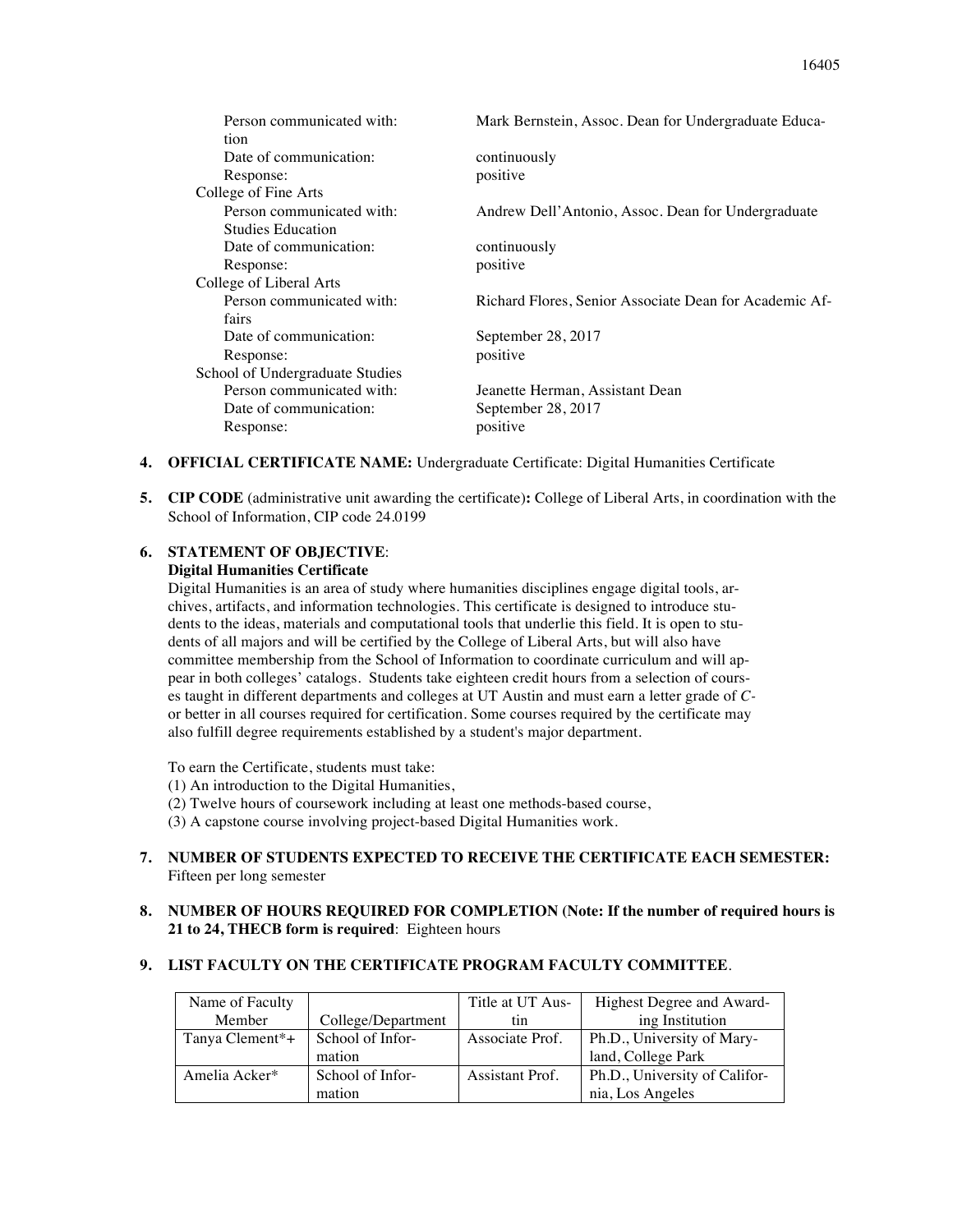Person communicated with: Mark Bernstein, Assoc. Dean for Undergraduate Education
Date of communication: continuously
Response: positive

College of Fine Arts
Person communicated with: Andrew Dell'Antonio, Assoc. Dean for Undergraduate Studies Education
Date of communication: continuously
Response: positive

College of Liberal Arts
Person communicated with: Richard Flores, Senior Associate Dean for Academic Affairs
Date of communication: September 28, 2017
Response: positive

School of Undergraduate Studies
Person communicated with: Jeanette Herman, Assistant Dean
Date of communication: September 28, 2017
Response: positive

4. **OFFICIAL CERTIFICATE NAME:** Undergraduate Certificate: Digital Humanities Certificate

5. **CIP CODE** (administrative unit awarding the certificate)**:** College of Liberal Arts, in coordination with the School of Information, CIP code 24.0199

6. **STATEMENT OF OBJECTIVE**:

   **Digital Humanities Certificate**

   Digital Humanities is an area of study where humanities disciplines engage digital tools, archives, artifacts, and information technologies. This certificate is designed to introduce students to the ideas, materials and computational tools that underlie this field. It is open to students of all majors and will be certified by the College of Liberal Arts, but will also have committee membership from the School of Information to coordinate curriculum and will appear in both colleges' catalogs. Students take eighteen credit hours from a selection of courses taught in different departments and colleges at UT Austin and must earn a letter grade of *C*- or better in all courses required for certification. Some courses required by the certificate may also fulfill degree requirements established by a student's major department.

   To earn the Certificate, students must take:
   (1) An introduction to the Digital Humanities,
   (2) Twelve hours of coursework including at least one methods-based course,
   (3) A capstone course involving project-based Digital Humanities work.

7. **NUMBER OF STUDENTS EXPECTED TO RECEIVE THE CERTIFICATE EACH SEMESTER:** Fifteen per long semester

8. **NUMBER OF HOURS REQUIRED FOR COMPLETION (Note: If the number of required hours is 21 to 24, THECB form is required**: Eighteen hours

9. **LIST FACULTY ON THE CERTIFICATE PROGRAM FACULTY COMMITTEE**.

| Name of Faculty Member | College/Department | Title at UT Austin | Highest Degree and Awarding Institution |
|---|---|---|---|
| Tanya Clement*+ | School of Information | Associate Prof. | Ph.D., University of Maryland, College Park |
| Amelia Acker* | School of Information | Assistant Prof. | Ph.D., University of California, Los Angeles |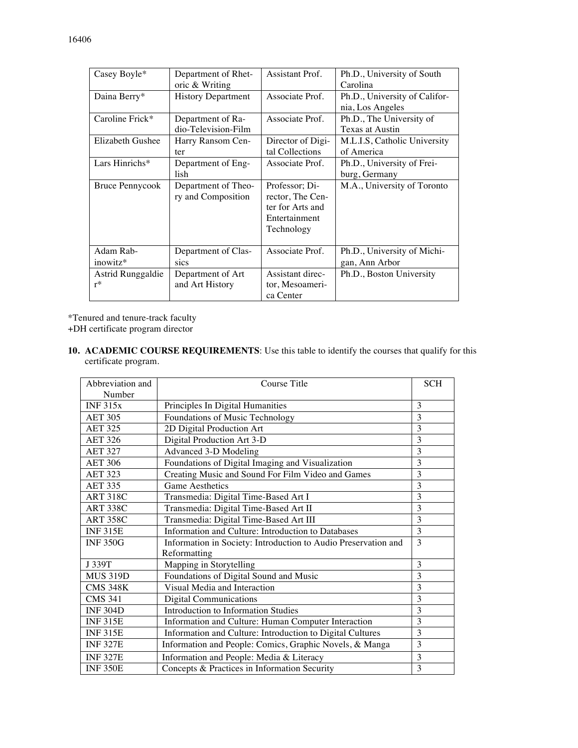| Casey Boyle* | Department of Rhetoric & Writing | Assistant Prof. | Ph.D., University of South Carolina |
|---|---|---|---|
| Daina Berry* | History Department | Associate Prof. | Ph.D., University of California, Los Angeles |
| Caroline Frick* | Department of Radio-Television-Film | Associate Prof. | Ph.D., The University of Texas at Austin |
| Elizabeth Gushee | Harry Ransom Center | Director of Digital Collections | M.L.I.S, Catholic University of America |
| Lars Hinrichs* | Department of English | Associate Prof. | Ph.D., University of Freiburg, Germany |
| Bruce Pennycook | Department of Theory and Composition | Professor; Director, The Center for Arts and Entertainment Technology | M.A., University of Toronto |
| Adam Rabinowitz* | Department of Classics | Associate Prof. | Ph.D., University of Michigan, Ann Arbor |
| Astrid Runggaldier* | Department of Art and Art History | Assistant director, Mesoamerica Center | Ph.D., Boston University |

*Tenured and tenure-track faculty
+DH certificate program director

**10. ACADEMIC COURSE REQUIREMENTS**: Use this table to identify the courses that qualify for this certificate program.

| Abbreviation and Number | Course Title | SCH |
|---|---|---|
| INF 315x | Principles In Digital Humanities | 3 |
| AET 305 | Foundations of Music Technology | 3 |
| AET 325 | 2D Digital Production Art | 3 |
| AET 326 | Digital Production Art 3-D | 3 |
| AET 327 | Advanced 3-D Modeling | 3 |
| AET 306 | Foundations of Digital Imaging and Visualization | 3 |
| AET 323 | Creating Music and Sound For Film Video and Games | 3 |
| AET 335 | Game Aesthetics | 3 |
| ART 318C | Transmedia: Digital Time-Based Art I | 3 |
| ART 338C | Transmedia: Digital Time-Based Art II | 3 |
| ART 358C | Transmedia: Digital Time-Based Art III | 3 |
| INF 315E | Information and Culture: Introduction to Databases | 3 |
| INF 350G | Information in Society: Introduction to Audio Preservation and Reformatting | 3 |
| J 339T | Mapping in Storytelling | 3 |
| MUS 319D | Foundations of Digital Sound and Music | 3 |
| CMS 348K | Visual Media and Interaction | 3 |
| CMS 341 | Digital Communications | 3 |
| INF 304D | Introduction to Information Studies | 3 |
| INF 315E | Information and Culture: Human Computer Interaction | 3 |
| INF 315E | Information and Culture: Introduction to Digital Cultures | 3 |
| INF 327E | Information and People: Comics, Graphic Novels, & Manga | 3 |
| INF 327E | Information and People: Media & Literacy | 3 |
| INF 350E | Concepts & Practices in Information Security | 3 |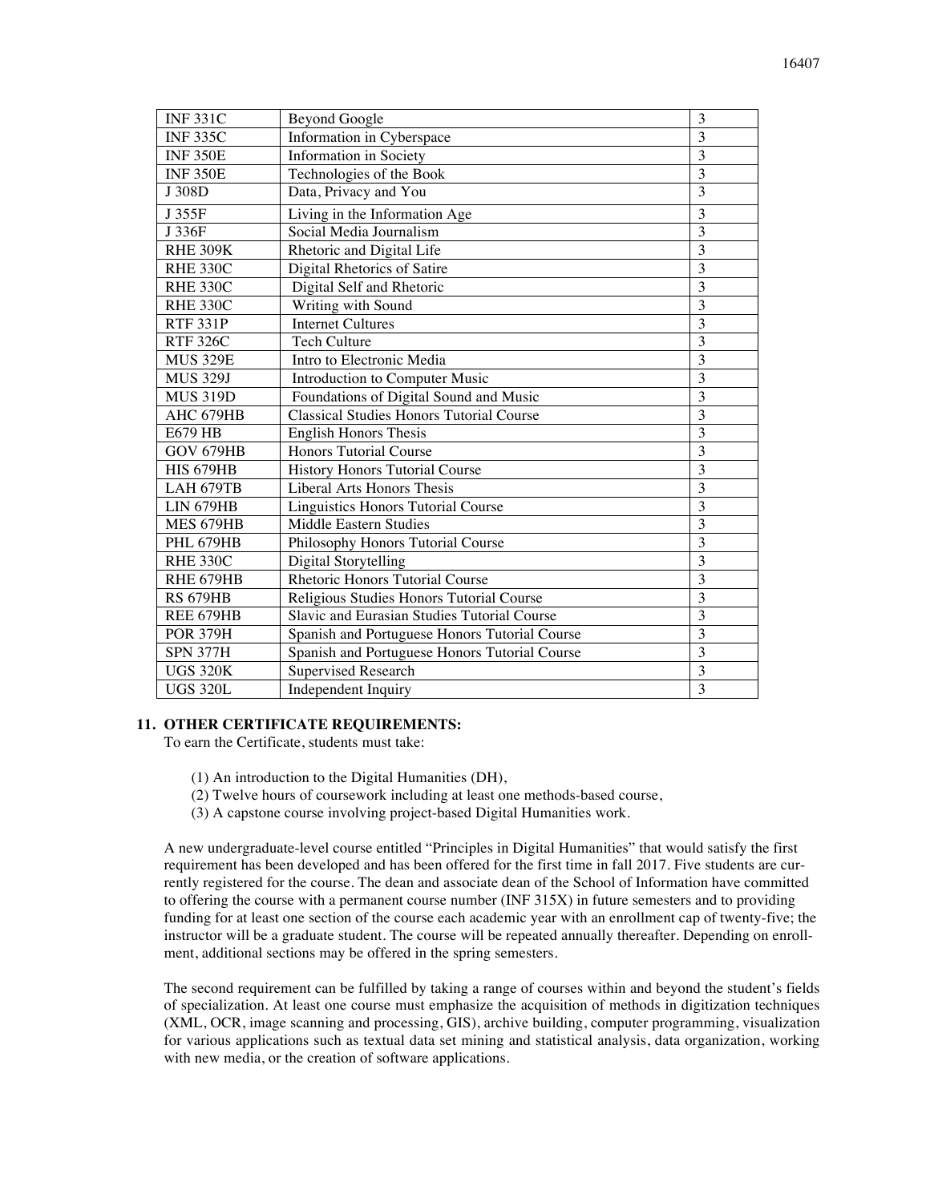| INF 331C | Beyond Google | 3 |
|---|---|---|
| INF 335C | Information in Cyberspace | 3 |
| INF 350E | Information in Society | 3 |
| INF 350E | Technologies of the Book | 3 |
| J 308D | Data, Privacy and You | 3 |
| J 355F | Living in the Information Age | 3 |
| J 336F | Social Media Journalism | 3 |
| RHE 309K | Rhetoric and Digital Life | 3 |
| RHE 330C | Digital Rhetorics of Satire | 3 |
| RHE 330C | Digital Self and Rhetoric | 3 |
| RHE 330C | Writing with Sound | 3 |
| RTF 331P | Internet Cultures | 3 |
| RTF 326C | Tech Culture | 3 |
| MUS 329E | Intro to Electronic Media | 3 |
| MUS 329J | Introduction to Computer Music | 3 |
| MUS 319D | Foundations of Digital Sound and Music | 3 |
| AHC 679HB | Classical Studies Honors Tutorial Course | 3 |
| E679 HB | English Honors Thesis | 3 |
| GOV 679HB | Honors Tutorial Course | 3 |
| HIS 679HB | History Honors Tutorial Course | 3 |
| LAH 679TB | Liberal Arts Honors Thesis | 3 |
| LIN 679HB | Linguistics Honors Tutorial Course | 3 |
| MES 679HB | Middle Eastern Studies | 3 |
| PHL 679HB | Philosophy Honors Tutorial Course | 3 |
| RHE 330C | Digital Storytelling | 3 |
| RHE 679HB | Rhetoric Honors Tutorial Course | 3 |
| RS 679HB | Religious Studies Honors Tutorial Course | 3 |
| REE 679HB | Slavic and Eurasian Studies Tutorial Course | 3 |
| POR 379H | Spanish and Portuguese Honors Tutorial Course | 3 |
| SPN 377H | Spanish and Portuguese Honors Tutorial Course | 3 |
| UGS 320K | Supervised Research | 3 |
| UGS 320L | Independent Inquiry | 3 |

**11. OTHER CERTIFICATE REQUIREMENTS:**

To earn the Certificate, students must take:

(1) An introduction to the Digital Humanities (DH),
(2) Twelve hours of coursework including at least one methods-based course,
(3) A capstone course involving project-based Digital Humanities work.

A new undergraduate-level course entitled "Principles in Digital Humanities" that would satisfy the first requirement has been developed and has been offered for the first time in fall 2017. Five students are currently registered for the course. The dean and associate dean of the School of Information have committed to offering the course with a permanent course number (INF 315X) in future semesters and to providing funding for at least one section of the course each academic year with an enrollment cap of twenty-five; the instructor will be a graduate student. The course will be repeated annually thereafter. Depending on enrollment, additional sections may be offered in the spring semesters.

The second requirement can be fulfilled by taking a range of courses within and beyond the student's fields of specialization. At least one course must emphasize the acquisition of methods in digitization techniques (XML, OCR, image scanning and processing, GIS), archive building, computer programming, visualization for various applications such as textual data set mining and statistical analysis, data organization, working with new media, or the creation of software applications.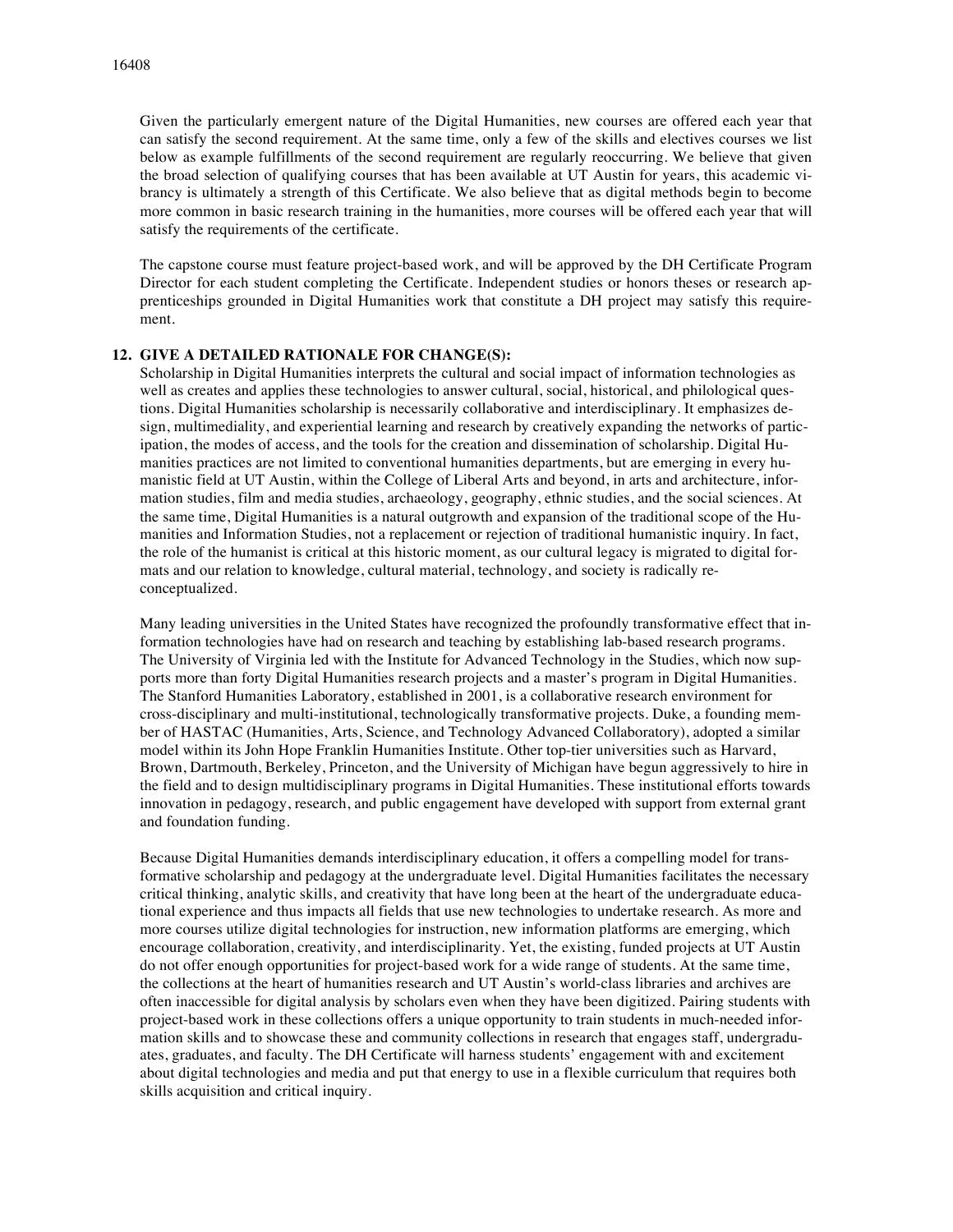Given the particularly emergent nature of the Digital Humanities, new courses are offered each year that can satisfy the second requirement. At the same time, only a few of the skills and electives courses we list below as example fulfillments of the second requirement are regularly reoccurring. We believe that given the broad selection of qualifying courses that has been available at UT Austin for years, this academic vibrancy is ultimately a strength of this Certificate. We also believe that as digital methods begin to become more common in basic research training in the humanities, more courses will be offered each year that will satisfy the requirements of the certificate.

The capstone course must feature project-based work, and will be approved by the DH Certificate Program Director for each student completing the Certificate. Independent studies or honors theses or research apprenticeships grounded in Digital Humanities work that constitute a DH project may satisfy this requirement.

**12. GIVE A DETAILED RATIONALE FOR CHANGE(S):**

Scholarship in Digital Humanities interprets the cultural and social impact of information technologies as well as creates and applies these technologies to answer cultural, social, historical, and philological questions. Digital Humanities scholarship is necessarily collaborative and interdisciplinary. It emphasizes design, multimediality, and experiential learning and research by creatively expanding the networks of participation, the modes of access, and the tools for the creation and dissemination of scholarship. Digital Humanities practices are not limited to conventional humanities departments, but are emerging in every humanistic field at UT Austin, within the College of Liberal Arts and beyond, in arts and architecture, information studies, film and media studies, archaeology, geography, ethnic studies, and the social sciences. At the same time, Digital Humanities is a natural outgrowth and expansion of the traditional scope of the Humanities and Information Studies, not a replacement or rejection of traditional humanistic inquiry. In fact, the role of the humanist is critical at this historic moment, as our cultural legacy is migrated to digital formats and our relation to knowledge, cultural material, technology, and society is radically re-conceptualized.

Many leading universities in the United States have recognized the profoundly transformative effect that information technologies have had on research and teaching by establishing lab-based research programs. The University of Virginia led with the Institute for Advanced Technology in the Studies, which now supports more than forty Digital Humanities research projects and a master's program in Digital Humanities. The Stanford Humanities Laboratory, established in 2001, is a collaborative research environment for cross-disciplinary and multi-institutional, technologically transformative projects. Duke, a founding member of HASTAC (Humanities, Arts, Science, and Technology Advanced Collaboratory), adopted a similar model within its John Hope Franklin Humanities Institute. Other top-tier universities such as Harvard, Brown, Dartmouth, Berkeley, Princeton, and the University of Michigan have begun aggressively to hire in the field and to design multidisciplinary programs in Digital Humanities. These institutional efforts towards innovation in pedagogy, research, and public engagement have developed with support from external grant and foundation funding.

Because Digital Humanities demands interdisciplinary education, it offers a compelling model for transformative scholarship and pedagogy at the undergraduate level. Digital Humanities facilitates the necessary critical thinking, analytic skills, and creativity that have long been at the heart of the undergraduate educational experience and thus impacts all fields that use new technologies to undertake research. As more and more courses utilize digital technologies for instruction, new information platforms are emerging, which encourage collaboration, creativity, and interdisciplinarity. Yet, the existing, funded projects at UT Austin do not offer enough opportunities for project-based work for a wide range of students. At the same time, the collections at the heart of humanities research and UT Austin's world-class libraries and archives are often inaccessible for digital analysis by scholars even when they have been digitized. Pairing students with project-based work in these collections offers a unique opportunity to train students in much-needed information skills and to showcase these and community collections in research that engages staff, undergraduates, graduates, and faculty. The DH Certificate will harness students' engagement with and excitement about digital technologies and media and put that energy to use in a flexible curriculum that requires both skills acquisition and critical inquiry.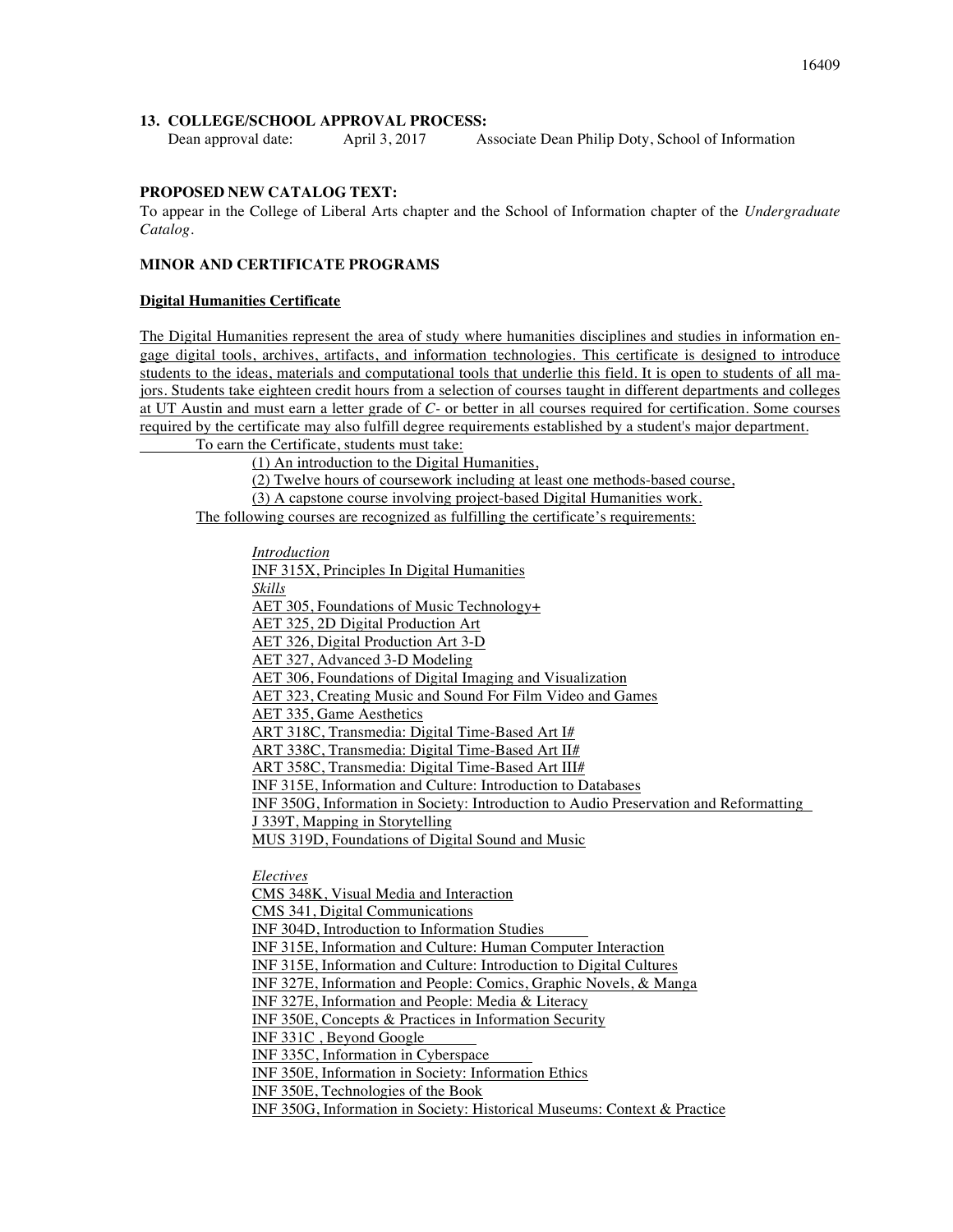**13. COLLEGE/SCHOOL APPROVAL PROCESS:**

Dean approval date: April 3, 2017 Associate Dean Philip Doty, School of Information

**PROPOSED NEW CATALOG TEXT:**

To appear in the College of Liberal Arts chapter and the School of Information chapter of the *Undergraduate Catalog*.

**MINOR AND CERTIFICATE PROGRAMS**

**Digital Humanities Certificate**

The Digital Humanities represent the area of study where humanities disciplines and studies in information engage digital tools, archives, artifacts, and information technologies. This certificate is designed to introduce students to the ideas, materials and computational tools that underlie this field. It is open to students of all majors. Students take eighteen credit hours from a selection of courses taught in different departments and colleges at UT Austin and must earn a letter grade of *C-* or better in all courses required for certification. Some courses required by the certificate may also fulfill degree requirements established by a student's major department.

To earn the Certificate, students must take:

(1) An introduction to the Digital Humanities,

(2) Twelve hours of coursework including at least one methods-based course,

(3) A capstone course involving project-based Digital Humanities work.

The following courses are recognized as fulfilling the certificate's requirements:

*Introduction*

INF 315X, Principles In Digital Humanities

*Skills*

AET 305, Foundations of Music Technology+
AET 325, 2D Digital Production Art
AET 326, Digital Production Art 3-D
AET 327, Advanced 3-D Modeling
AET 306, Foundations of Digital Imaging and Visualization
AET 323, Creating Music and Sound For Film Video and Games
AET 335, Game Aesthetics
ART 318C, Transmedia: Digital Time-Based Art I#
ART 338C, Transmedia: Digital Time-Based Art II#
ART 358C, Transmedia: Digital Time-Based Art III#
INF 315E, Information and Culture: Introduction to Databases
INF 350G, Information in Society: Introduction to Audio Preservation and Reformatting
J 339T, Mapping in Storytelling
MUS 319D, Foundations of Digital Sound and Music

*Electives*

CMS 348K, Visual Media and Interaction
CMS 341, Digital Communications
INF 304D, Introduction to Information Studies
INF 315E, Information and Culture: Human Computer Interaction
INF 315E, Information and Culture: Introduction to Digital Cultures
INF 327E, Information and People: Comics, Graphic Novels, & Manga
INF 327E, Information and People: Media & Literacy
INF 350E, Concepts & Practices in Information Security
INF 331C , Beyond Google
INF 335C, Information in Cyberspace
INF 350E, Information in Society: Information Ethics
INF 350E, Technologies of the Book
INF 350G, Information in Society: Historical Museums: Context & Practice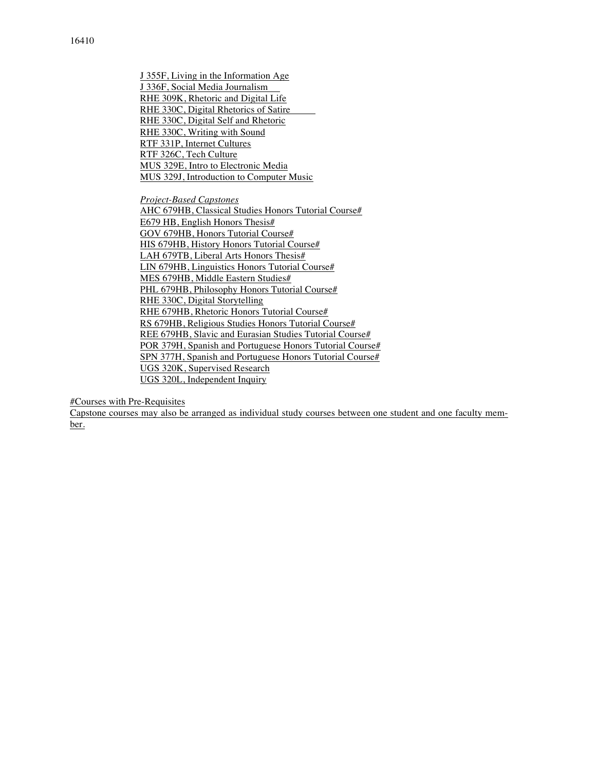J 355F, Living in the Information Age
J 336F, Social Media Journalism
RHE 309K, Rhetoric and Digital Life
RHE 330C, Digital Rhetorics of Satire
RHE 330C, Digital Self and Rhetoric
RHE 330C, Writing with Sound
RTF 331P, Internet Cultures
RTF 326C, Tech Culture
MUS 329E, Intro to Electronic Media
MUS 329J, Introduction to Computer Music

*Project-Based Capstones*
AHC 679HB, Classical Studies Honors Tutorial Course#
E679 HB, English Honors Thesis#
GOV 679HB, Honors Tutorial Course#
HIS 679HB, History Honors Tutorial Course#
LAH 679TB, Liberal Arts Honors Thesis#
LIN 679HB, Linguistics Honors Tutorial Course#
MES 679HB, Middle Eastern Studies#
PHL 679HB, Philosophy Honors Tutorial Course#
RHE 330C, Digital Storytelling
RHE 679HB, Rhetoric Honors Tutorial Course#
RS 679HB, Religious Studies Honors Tutorial Course#
REE 679HB, Slavic and Eurasian Studies Tutorial Course#
POR 379H, Spanish and Portuguese Honors Tutorial Course#
SPN 377H, Spanish and Portuguese Honors Tutorial Course#
UGS 320K, Supervised Research
UGS 320L, Independent Inquiry

#Courses with Pre-Requisites
Capstone courses may also be arranged as individual study courses between one student and one faculty member.